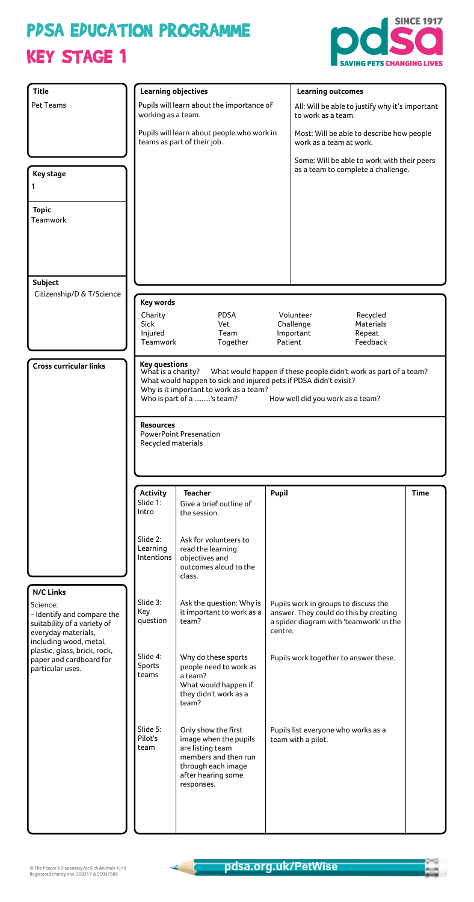# PDSA EDUCATION PROGRAMME
## KEY STAGE 1

**Title**
Pet Teams

**Key stage**
1

**Topic**
Teamwork

**Subject**
Citizenship/D & T/Science

**Cross curricular links**

**N/C Links**
Science:
- Identify and compare the suitability of a variety of everyday materials, including wood, metal, plastic, glass, brick, rock, paper and cardboard for particular uses.

**Learning objectives**

Pupils will learn about the importance of working as a team.

Pupils will learn about people who work in teams as part of their job.

**Learning outcomes**

All: Will be able to justify why it's important to work as a team.

Most: Will be able to describe how people work as a team at work.

Some: Will be able to work with their peers as a team to complete a challenge.

**Key words**

| | | | |
|---|---|---|---|
| Charity | PDSA | Volunteer | Recycled |
| Sick | Vet | Challenge | Materials |
| Injured | Team | Important | Repeat |
| Teamwork | Together | Patient | Feedback |

**Key questions**

What is a charity?

What would happen if these people didn't work as part of a team?

What would happen to sick and injured pets if PDSA didn't exisit?

Why is it important to work as a team?

Who is part of a .........'s team?

How well did you work as a team?

**Resources**

PowerPoint Presenation
Recycled materials

| Activity | Teacher | Pupil | Time |
|---|---|---|---|
| Slide 1: Intro | Give a brief outline of the session. | | |
| Slide 2: Learning Intentions | Ask for volunteers to read the learning objectives and outcomes aloud to the class. | | |
| Slide 3: Key question | Ask the question: Why is it important to work as a team? | Pupils work in groups to discuss the answer. They could do this by creating a spider diagram with 'teamwork' in the centre. | |
| Slide 4: Sports teams | Why do these sports people need to work as a team? What would happen if they didn't work as a team? | Pupils work together to answer these. | |
| Slide 5: Pilot's team | Only show the first image when the pupils are listing team members and then run through each image after hearing some responses. | Pupils list everyone who works as a team with a pilot. | |

© The People's Dispensary for Sick Animals 10/18
Registered charity nos. 208217 & SC037585

pdsa.org.uk/PetWise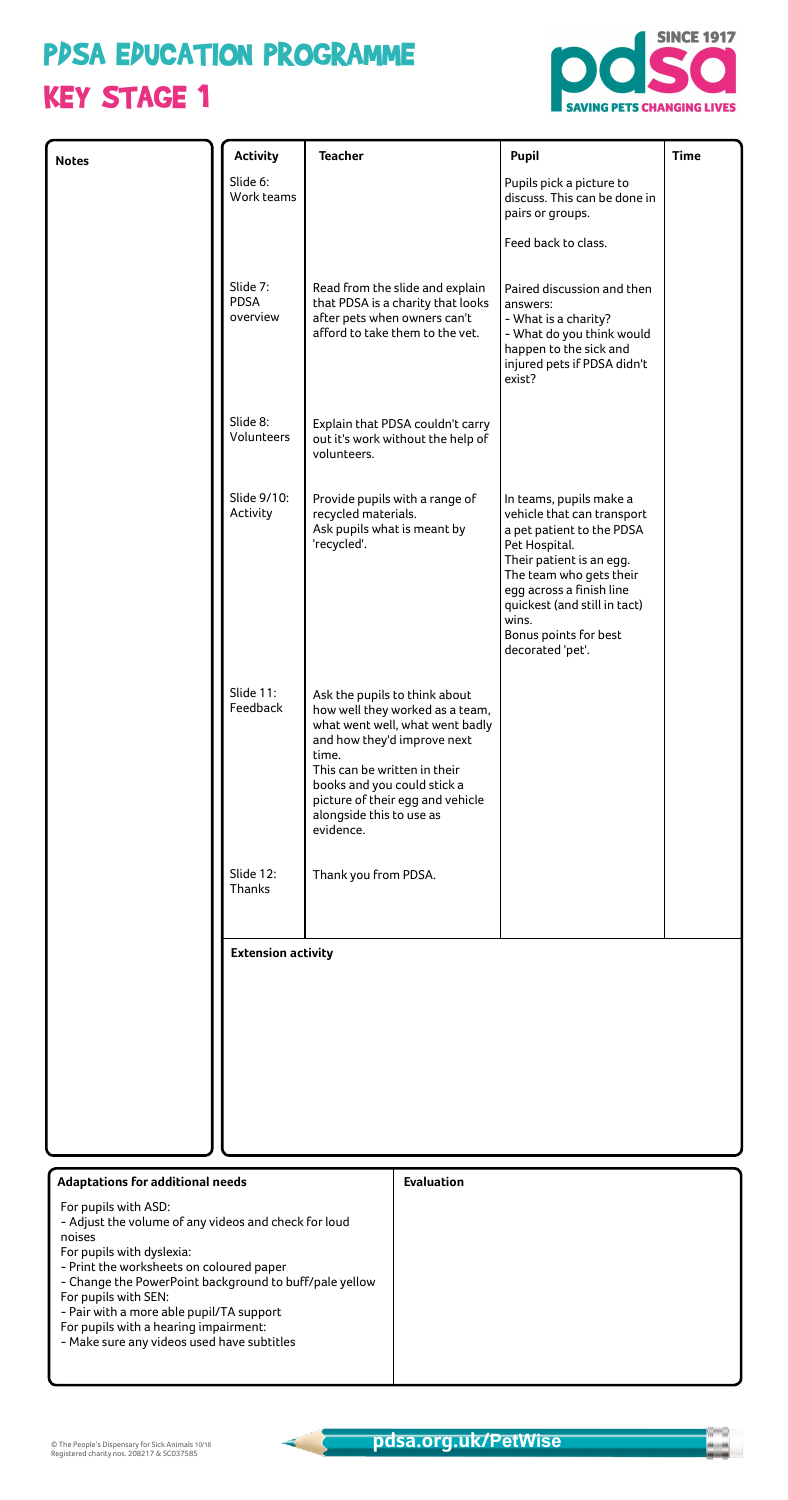# PDSA EDUCATION PROGRAMME
## KEY STAGE 1

| Notes | Activity | Teacher | Pupil | Time |
|---|---|---|---|---|
| | Slide 6: Work teams | | Pupils pick a picture to discuss. This can be done in pairs or groups.<br><br>Feed back to class. | |
| | Slide 7: PDSA overview | Read from the slide and explain that PDSA is a charity that looks after pets when owners can't afford to take them to the vet. | Paired discussion and then answers:<br>- What is a charity?<br>- What do you think would happen to the sick and injured pets if PDSA didn't exist? | |
| | Slide 8: Volunteers | Explain that PDSA couldn't carry out it's work without the help of volunteers. | | |
| | Slide 9/10: Activity | Provide pupils with a range of recycled materials.<br>Ask pupils what is meant by 'recycled'. | In teams, pupils make a vehicle that can transport a pet patient to the PDSA Pet Hospital.<br>Their patient is an egg.<br>The team who gets their egg across a finish line quickest (and still in tact) wins.<br>Bonus points for best decorated 'pet'. | |
| | Slide 11: Feedback | Ask the pupils to think about how well they worked as a team, what went well, what went badly and how they'd improve next time.<br>This can be written in their books and you could stick a picture of their egg and vehicle alongside this to use as evidence. | | |
| | Slide 12: Thanks | Thank you from PDSA. | | |

**Extension activity**

| Adaptations for additional needs | Evaluation |
|---|---|
| For pupils with ASD:<br>- Adjust the volume of any videos and check for loud noises<br>For pupils with dyslexia:<br>- Print the worksheets on coloured paper<br>- Change the PowerPoint background to buff/pale yellow<br>For pupils with SEN:<br>- Pair with a more able pupil/TA support<br>For pupils with a hearing impairment:<br>- Make sure any videos used have subtitles | |

© The People's Dispensary for Sick Animals 10/18
Registered charity nos. 208217 & SC037585

pdsa.org.uk/PetWise